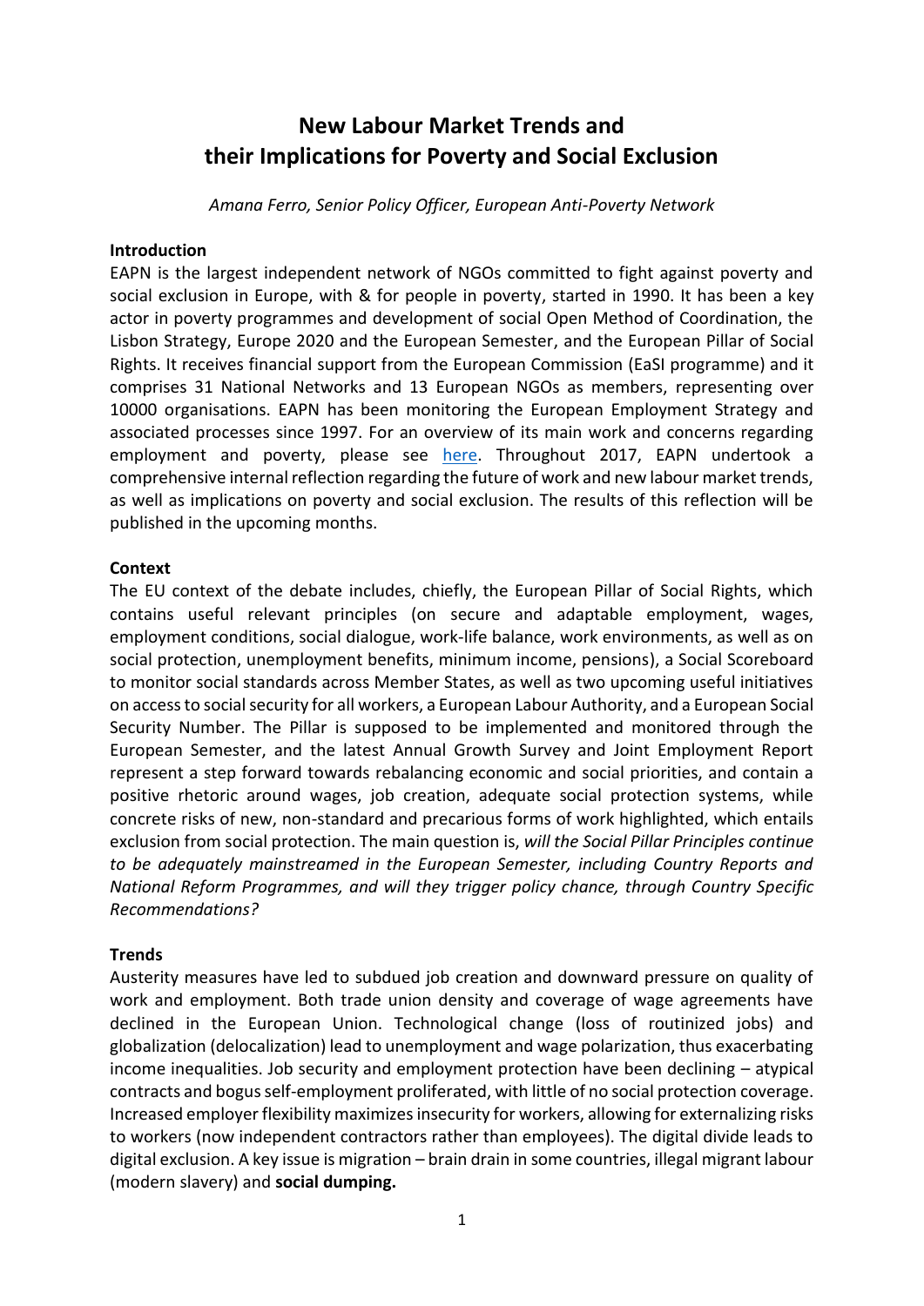# New Labour Market Trends and their Implications for Poverty and Social Exclusion

*Amana Ferro, Senior Policy Officer, European Anti-Poverty Network*

**Introduction**

EAPN is the largest independent network of NGOs committed to fight against poverty and social exclusion in Europe, with & for people in poverty, started in 1990. It has been a key actor in poverty programmes and development of social Open Method of Coordination, the Lisbon Strategy, Europe 2020 and the European Semester, and the European Pillar of Social Rights. It receives financial support from the European Commission (EaSI programme) and it comprises 31 National Networks and 13 European NGOs as members, representing over 10000 organisations. EAPN has been monitoring the European Employment Strategy and associated processes since 1997. For an overview of its main work and concerns regarding employment and poverty, please see [here](). Throughout 2017, EAPN undertook a comprehensive internal reflection regarding the future of work and new labour market trends, as well as implications on poverty and social exclusion. The results of this reflection will be published in the upcoming months.

**Context**

The EU context of the debate includes, chiefly, the European Pillar of Social Rights, which contains useful relevant principles (on secure and adaptable employment, wages, employment conditions, social dialogue, work-life balance, work environments, as well as on social protection, unemployment benefits, minimum income, pensions), a Social Scoreboard to monitor social standards across Member States, as well as two upcoming useful initiatives on access to social security for all workers, a European Labour Authority, and a European Social Security Number. The Pillar is supposed to be implemented and monitored through the European Semester, and the latest Annual Growth Survey and Joint Employment Report represent a step forward towards rebalancing economic and social priorities, and contain a positive rhetoric around wages, job creation, adequate social protection systems, while concrete risks of new, non-standard and precarious forms of work highlighted, which entails exclusion from social protection. The main question is, *will the Social Pillar Principles continue to be adequately mainstreamed in the European Semester, including Country Reports and National Reform Programmes, and will they trigger policy chance, through Country Specific Recommendations?*

**Trends**

Austerity measures have led to subdued job creation and downward pressure on quality of work and employment. Both trade union density and coverage of wage agreements have declined in the European Union. Technological change (loss of routinized jobs) and globalization (delocalization) lead to unemployment and wage polarization, thus exacerbating income inequalities. Job security and employment protection have been declining – atypical contracts and bogus self-employment proliferated, with little of no social protection coverage. Increased employer flexibility maximizes insecurity for workers, allowing for externalizing risks to workers (now independent contractors rather than employees). The digital divide leads to digital exclusion. A key issue is migration – brain drain in some countries, illegal migrant labour (modern slavery) and **social dumping.**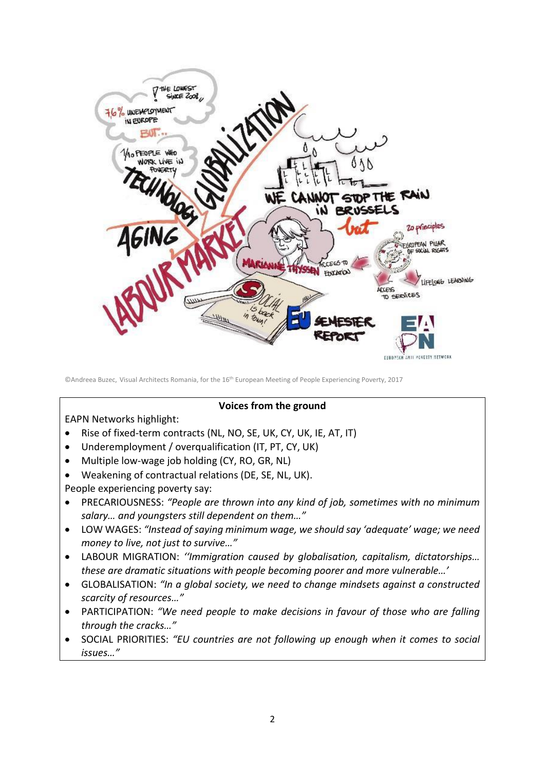©Andreea Buzec, Visual Architects Romania, for the 16th European Meeting of People Experiencing Poverty, 2017

**Voices from the ground**

EAPN Networks highlight:

- Rise of fixed-term contracts (NL, NO, SE, UK, CY, UK, IE, AT, IT)
- Underemployment / overqualification (IT, PT, CY, UK)
- Multiple low-wage job holding (CY, RO, GR, NL)
- Weakening of contractual relations (DE, SE, NL, UK).

People experiencing poverty say:

- PRECARIOUSNESS: *"People are thrown into any kind of job, sometimes with no minimum salary… and youngsters still dependent on them…"*
- LOW WAGES: *"Instead of saying minimum wage, we should say 'adequate' wage; we need money to live, not just to survive…"*
- LABOUR MIGRATION: *''Immigration caused by globalisation, capitalism, dictatorships… these are dramatic situations with people becoming poorer and more vulnerable…'*
- GLOBALISATION: *"In a global society, we need to change mindsets against a constructed scarcity of resources…"*
- PARTICIPATION: *"We need people to make decisions in favour of those who are falling through the cracks…"*
- SOCIAL PRIORITIES: *"EU countries are not following up enough when it comes to social issues…"*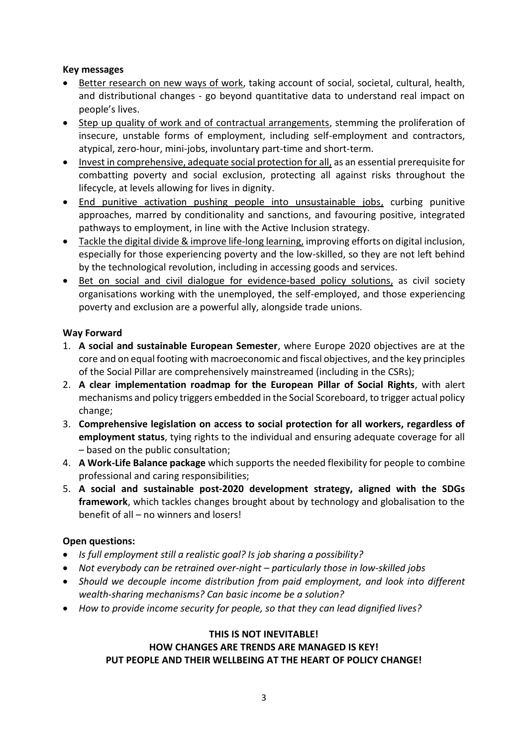**Key messages**

- Better research on new ways of work, taking account of social, societal, cultural, health, and distributional changes - go beyond quantitative data to understand real impact on people's lives.
- Step up quality of work and of contractual arrangements, stemming the proliferation of insecure, unstable forms of employment, including self-employment and contractors, atypical, zero-hour, mini-jobs, involuntary part-time and short-term.
- Invest in comprehensive, adequate social protection for all, as an essential prerequisite for combatting poverty and social exclusion, protecting all against risks throughout the lifecycle, at levels allowing for lives in dignity.
- End punitive activation pushing people into unsustainable jobs, curbing punitive approaches, marred by conditionality and sanctions, and favouring positive, integrated pathways to employment, in line with the Active Inclusion strategy.
- Tackle the digital divide & improve life-long learning, improving efforts on digital inclusion, especially for those experiencing poverty and the low-skilled, so they are not left behind by the technological revolution, including in accessing goods and services.
- Bet on social and civil dialogue for evidence-based policy solutions, as civil society organisations working with the unemployed, the self-employed, and those experiencing poverty and exclusion are a powerful ally, alongside trade unions.

**Way Forward**

1. **A social and sustainable European Semester**, where Europe 2020 objectives are at the core and on equal footing with macroeconomic and fiscal objectives, and the key principles of the Social Pillar are comprehensively mainstreamed (including in the CSRs);
2. **A clear implementation roadmap for the European Pillar of Social Rights**, with alert mechanisms and policy triggers embedded in the Social Scoreboard, to trigger actual policy change;
3. **Comprehensive legislation on access to social protection for all workers, regardless of employment status**, tying rights to the individual and ensuring adequate coverage for all – based on the public consultation;
4. **A Work-Life Balance package** which supports the needed flexibility for people to combine professional and caring responsibilities;
5. **A social and sustainable post-2020 development strategy, aligned with the SDGs framework**, which tackles changes brought about by technology and globalisation to the benefit of all – no winners and losers!

**Open questions:**

- *Is full employment still a realistic goal? Is job sharing a possibility?*
- *Not everybody can be retrained over-night – particularly those in low-skilled jobs*
- *Should we decouple income distribution from paid employment, and look into different wealth-sharing mechanisms? Can basic income be a solution?*
- *How to provide income security for people, so that they can lead dignified lives?*

**THIS IS NOT INEVITABLE!**
**HOW CHANGES ARE TRENDS ARE MANAGED IS KEY!**
**PUT PEOPLE AND THEIR WELLBEING AT THE HEART OF POLICY CHANGE!**